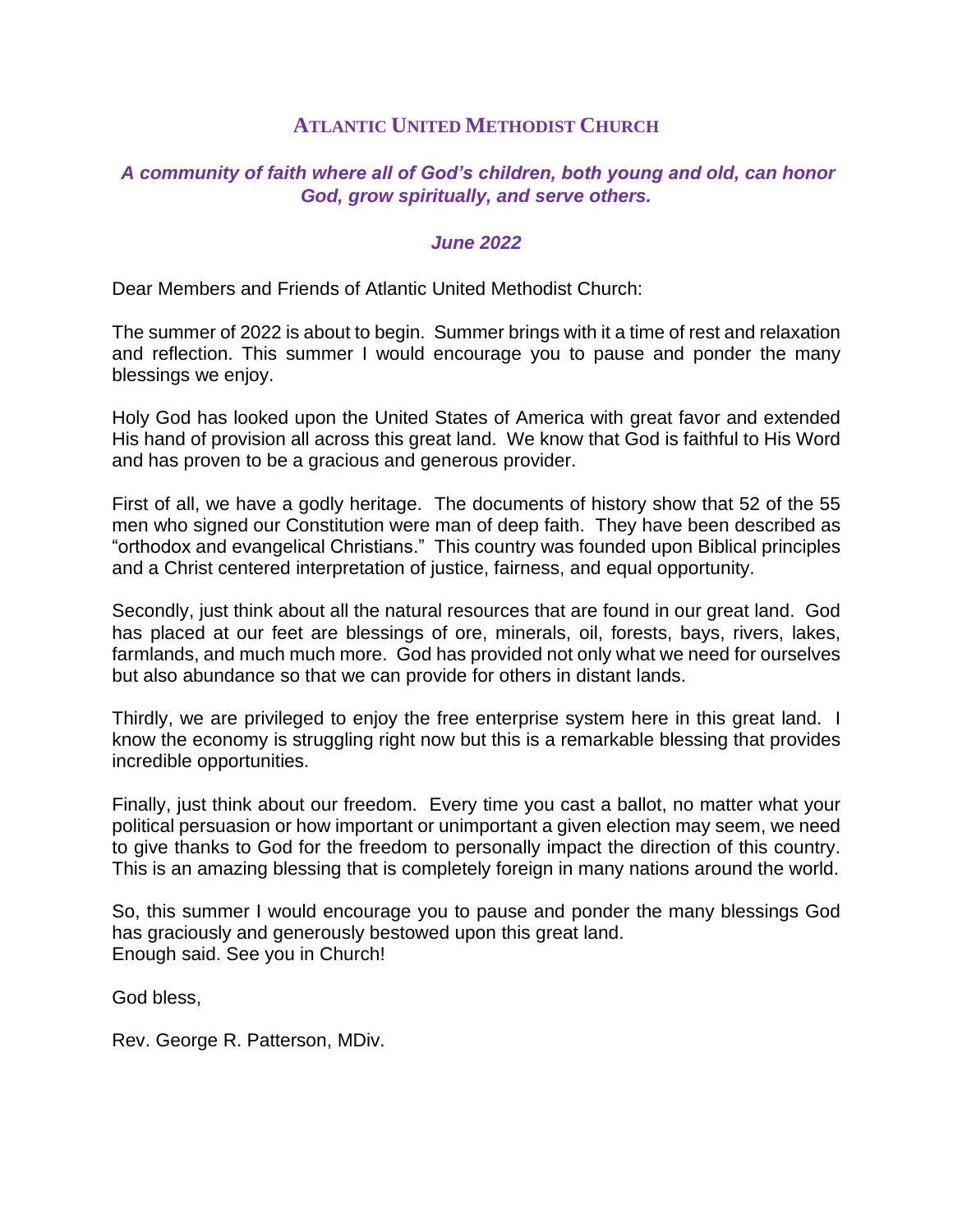# Atlantic United Methodist Church

***A community of faith where all of God's children, both young and old, can honor God, grow spiritually, and serve others.***

***June 2022***

Dear Members and Friends of Atlantic United Methodist Church:

The summer of 2022 is about to begin. Summer brings with it a time of rest and relaxation and reflection. This summer I would encourage you to pause and ponder the many blessings we enjoy.

Holy God has looked upon the United States of America with great favor and extended His hand of provision all across this great land. We know that God is faithful to His Word and has proven to be a gracious and generous provider.

First of all, we have a godly heritage. The documents of history show that 52 of the 55 men who signed our Constitution were man of deep faith. They have been described as "orthodox and evangelical Christians." This country was founded upon Biblical principles and a Christ centered interpretation of justice, fairness, and equal opportunity.

Secondly, just think about all the natural resources that are found in our great land. God has placed at our feet are blessings of ore, minerals, oil, forests, bays, rivers, lakes, farmlands, and much much more. God has provided not only what we need for ourselves but also abundance so that we can provide for others in distant lands.

Thirdly, we are privileged to enjoy the free enterprise system here in this great land. I know the economy is struggling right now but this is a remarkable blessing that provides incredible opportunities.

Finally, just think about our freedom. Every time you cast a ballot, no matter what your political persuasion or how important or unimportant a given election may seem, we need to give thanks to God for the freedom to personally impact the direction of this country. This is an amazing blessing that is completely foreign in many nations around the world.

So, this summer I would encourage you to pause and ponder the many blessings God has graciously and generously bestowed upon this great land.
Enough said. See you in Church!

God bless,

Rev. George R. Patterson, MDiv.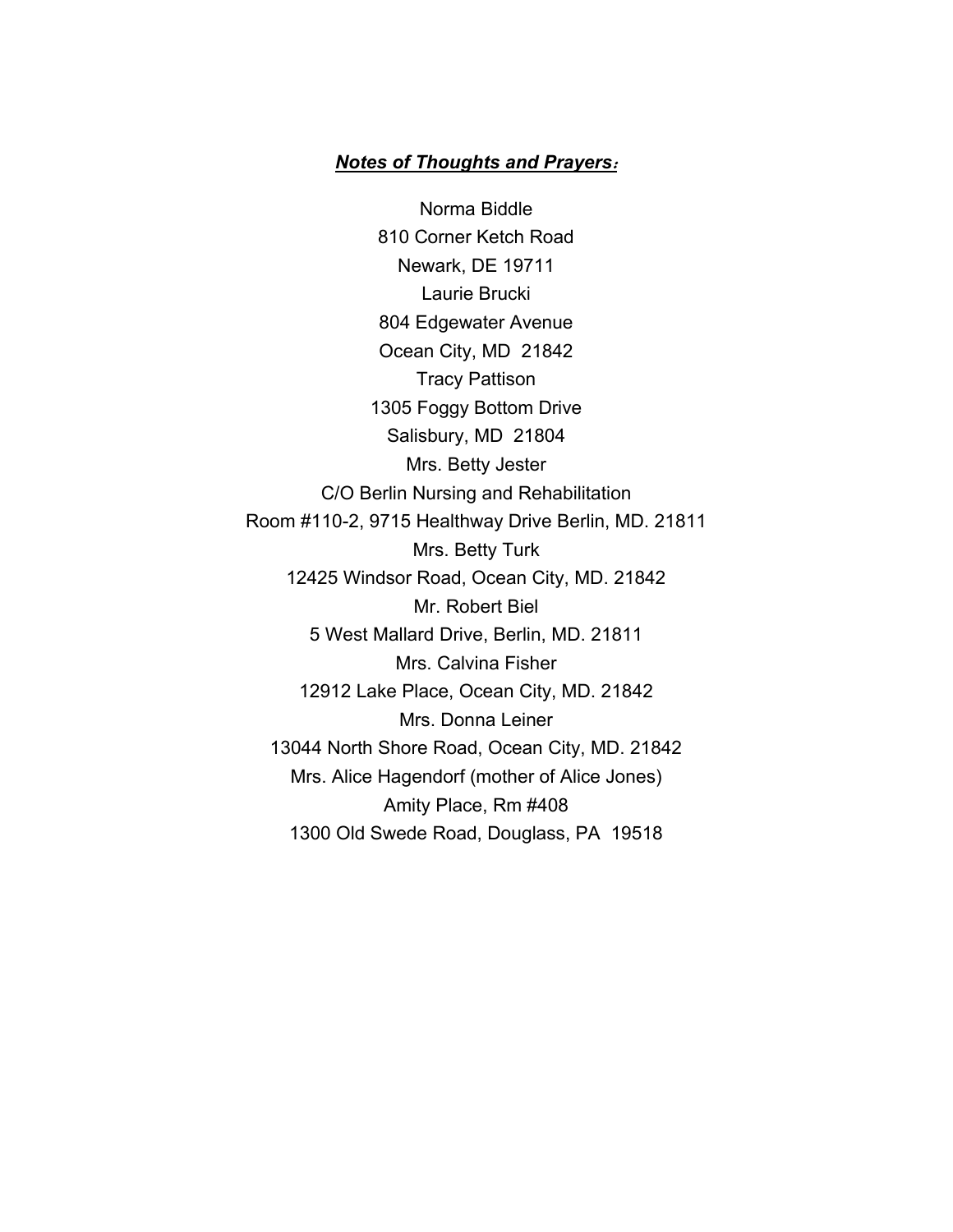***Notes of Thoughts and Prayers***：

Norma Biddle
810 Corner Ketch Road
Newark, DE 19711
Laurie Brucki
804 Edgewater Avenue
Ocean City, MD 21842
Tracy Pattison
1305 Foggy Bottom Drive
Salisbury, MD 21804
Mrs. Betty Jester
C/O Berlin Nursing and Rehabilitation
Room #110-2, 9715 Healthway Drive Berlin, MD. 21811
Mrs. Betty Turk
12425 Windsor Road, Ocean City, MD. 21842
Mr. Robert Biel
5 West Mallard Drive, Berlin, MD. 21811
Mrs. Calvina Fisher
12912 Lake Place, Ocean City, MD. 21842
Mrs. Donna Leiner
13044 North Shore Road, Ocean City, MD. 21842
Mrs. Alice Hagendorf (mother of Alice Jones)
Amity Place, Rm #408
1300 Old Swede Road, Douglass, PA 19518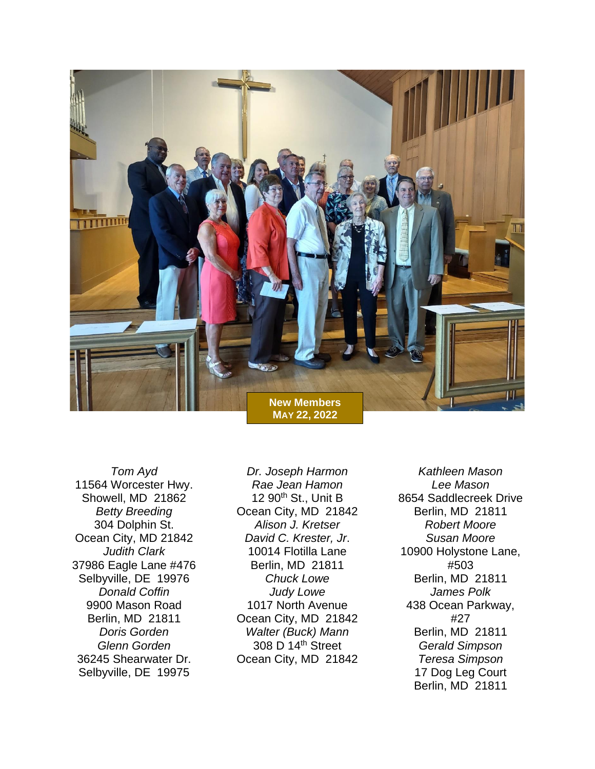**New Members**
**MAY 22, 2022**

*Tom Ayd*
11564 Worcester Hwy.
Showell, MD 21862
*Betty Breeding*
304 Dolphin St.
Ocean City, MD 21842
*Judith Clark*
37986 Eagle Lane #476
Selbyville, DE 19976
*Donald Coffin*
9900 Mason Road
Berlin, MD 21811
*Doris Gorden*
*Glenn Gorden*
36245 Shearwater Dr.
Selbyville, DE 19975

*Dr. Joseph Harmon*
*Rae Jean Hamon*
12 90th St., Unit B
Ocean City, MD 21842
*Alison J. Kretser*
*David C. Krester, Jr.*
10014 Flotilla Lane
Berlin, MD 21811
*Chuck Lowe*
*Judy Lowe*
1017 North Avenue
Ocean City, MD 21842
*Walter (Buck) Mann*
308 D 14th Street
Ocean City, MD 21842

*Kathleen Mason*
*Lee Mason*
8654 Saddlecreek Drive
Berlin, MD 21811
*Robert Moore*
*Susan Moore*
10900 Holystone Lane, #503
Berlin, MD 21811
*James Polk*
438 Ocean Parkway, #27
Berlin, MD 21811
*Gerald Simpson*
*Teresa Simpson*
17 Dog Leg Court
Berlin, MD 21811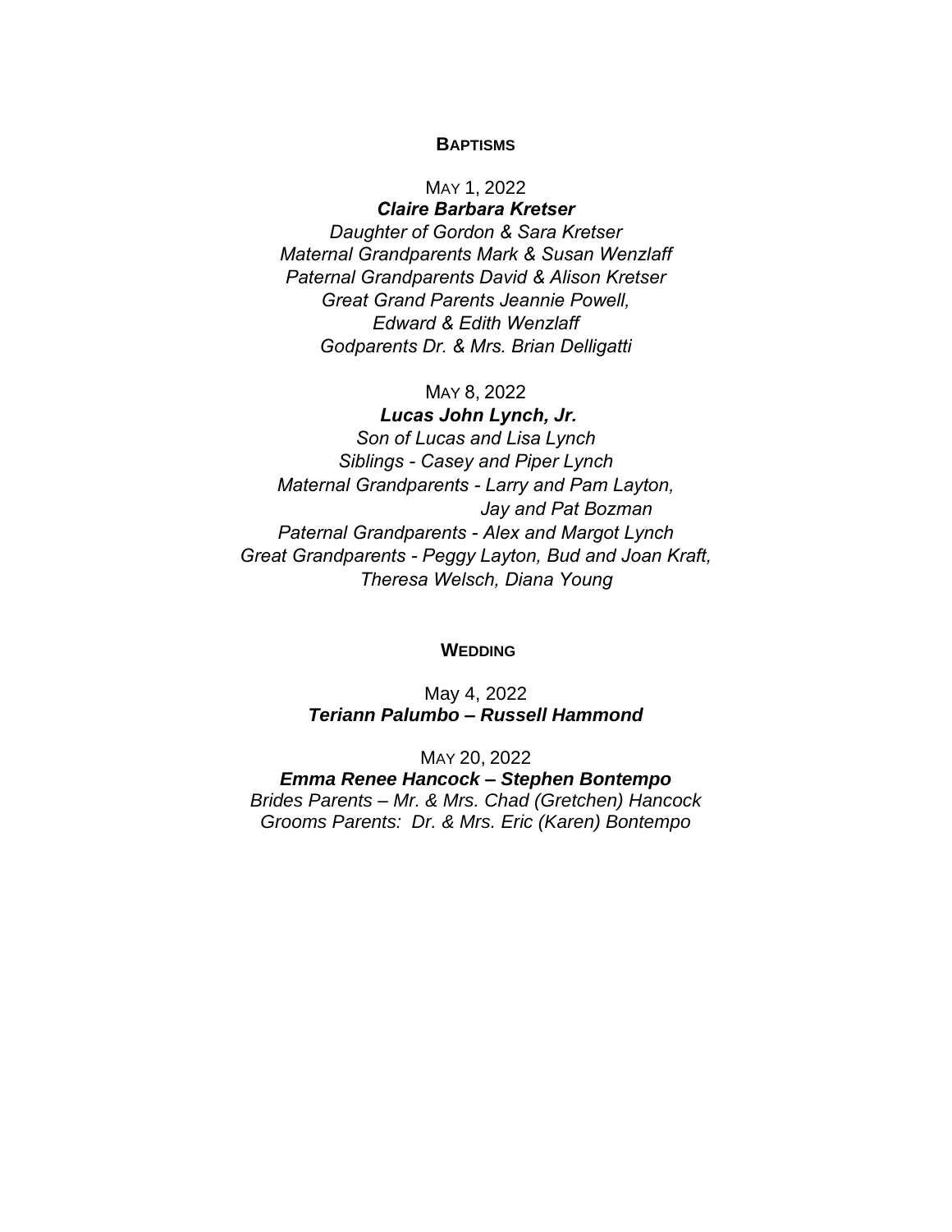## BAPTISMS

MAY 1, 2022

***Claire Barbara Kretser***

*Daughter of Gordon & Sara Kretser*
*Maternal Grandparents Mark & Susan Wenzlaff*
*Paternal Grandparents David & Alison Kretser*
*Great Grand Parents Jeannie Powell,*
*Edward & Edith Wenzlaff*
*Godparents Dr. & Mrs. Brian Delligatti*

MAY 8, 2022

***Lucas John Lynch, Jr.***

*Son of Lucas and Lisa Lynch*
*Siblings - Casey and Piper Lynch*
*Maternal Grandparents - Larry and Pam Layton,*
*Jay and Pat Bozman*
*Paternal Grandparents - Alex and Margot Lynch*
*Great Grandparents - Peggy Layton, Bud and Joan Kraft,*
*Theresa Welsch, Diana Young*

## WEDDING

May 4, 2022

***Teriann Palumbo – Russell Hammond***

MAY 20, 2022

***Emma Renee Hancock – Stephen Bontempo***

*Brides Parents – Mr. & Mrs. Chad (Gretchen) Hancock*
*Grooms Parents: Dr. & Mrs. Eric (Karen) Bontempo*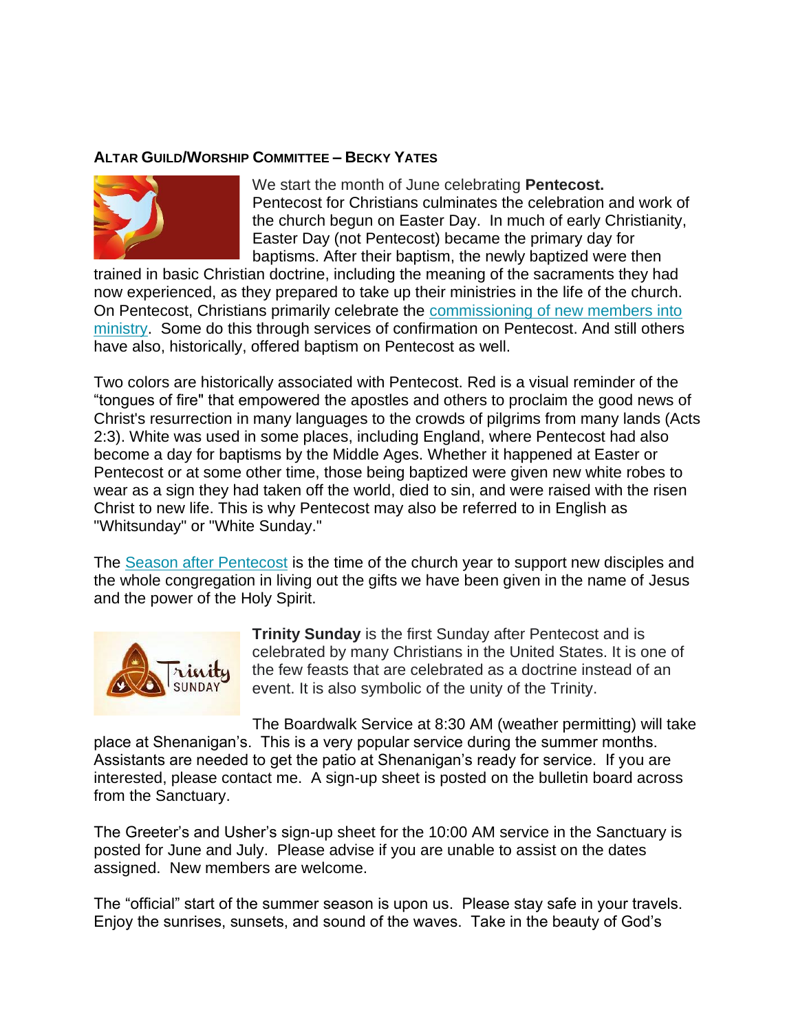## ALTAR GUILD/WORSHIP COMMITTEE – BECKY YATES

We start the month of June celebrating **Pentecost.** Pentecost for Christians culminates the celebration and work of the church begun on Easter Day. In much of early Christianity, Easter Day (not Pentecost) became the primary day for baptisms. After their baptism, the newly baptized were then trained in basic Christian doctrine, including the meaning of the sacraments they had now experienced, as they prepared to take up their ministries in the life of the church. On Pentecost, Christians primarily celebrate the commissioning of new members into ministry. Some do this through services of confirmation on Pentecost. And still others have also, historically, offered baptism on Pentecost as well.

Two colors are historically associated with Pentecost. Red is a visual reminder of the "tongues of fire" that empowered the apostles and others to proclaim the good news of Christ's resurrection in many languages to the crowds of pilgrims from many lands (Acts 2:3). White was used in some places, including England, where Pentecost had also become a day for baptisms by the Middle Ages. Whether it happened at Easter or Pentecost or at some other time, those being baptized were given new white robes to wear as a sign they had taken off the world, died to sin, and were raised with the risen Christ to new life. This is why Pentecost may also be referred to in English as "Whitsunday" or "White Sunday."

The Season after Pentecost is the time of the church year to support new disciples and the whole congregation in living out the gifts we have been given in the name of Jesus and the power of the Holy Spirit.

**Trinity Sunday** is the first Sunday after Pentecost and is celebrated by many Christians in the United States. It is one of the few feasts that are celebrated as a doctrine instead of an event. It is also symbolic of the unity of the Trinity.

The Boardwalk Service at 8:30 AM (weather permitting) will take place at Shenanigan's. This is a very popular service during the summer months. Assistants are needed to get the patio at Shenanigan's ready for service. If you are interested, please contact me. A sign-up sheet is posted on the bulletin board across from the Sanctuary.

The Greeter's and Usher's sign-up sheet for the 10:00 AM service in the Sanctuary is posted for June and July. Please advise if you are unable to assist on the dates assigned. New members are welcome.

The "official" start of the summer season is upon us. Please stay safe in your travels. Enjoy the sunrises, sunsets, and sound of the waves. Take in the beauty of God's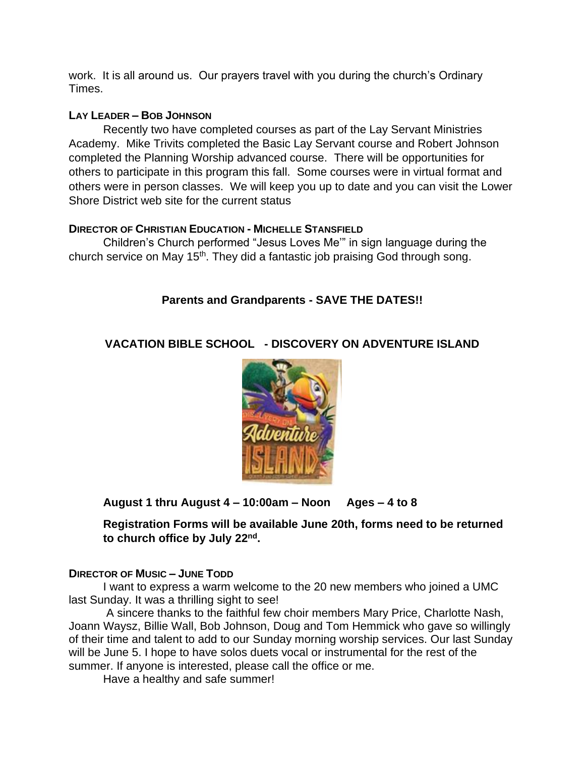work. It is all around us. Our prayers travel with you during the church's Ordinary Times.

**LAY LEADER – BOB JOHNSON**

Recently two have completed courses as part of the Lay Servant Ministries Academy. Mike Trivits completed the Basic Lay Servant course and Robert Johnson completed the Planning Worship advanced course. There will be opportunities for others to participate in this program this fall. Some courses were in virtual format and others were in person classes. We will keep you up to date and you can visit the Lower Shore District web site for the current status

**DIRECTOR OF CHRISTIAN EDUCATION - MICHELLE STANSFIELD**

Children's Church performed "Jesus Loves Me'" in sign language during the church service on May 15th. They did a fantastic job praising God through song.

**Parents and Grandparents - SAVE THE DATES!!**

**VACATION BIBLE SCHOOL - DISCOVERY ON ADVENTURE ISLAND**

**August 1 thru August 4 – 10:00am – Noon Ages – 4 to 8**

**Registration Forms will be available June 20th, forms need to be returned to church office by July 22nd.**

**DIRECTOR OF MUSIC – JUNE TODD**

I want to express a warm welcome to the 20 new members who joined a UMC last Sunday. It was a thrilling sight to see!

A sincere thanks to the faithful few choir members Mary Price, Charlotte Nash, Joann Waysz, Billie Wall, Bob Johnson, Doug and Tom Hemmick who gave so willingly of their time and talent to add to our Sunday morning worship services. Our last Sunday will be June 5. I hope to have solos duets vocal or instrumental for the rest of the summer. If anyone is interested, please call the office or me.

Have a healthy and safe summer!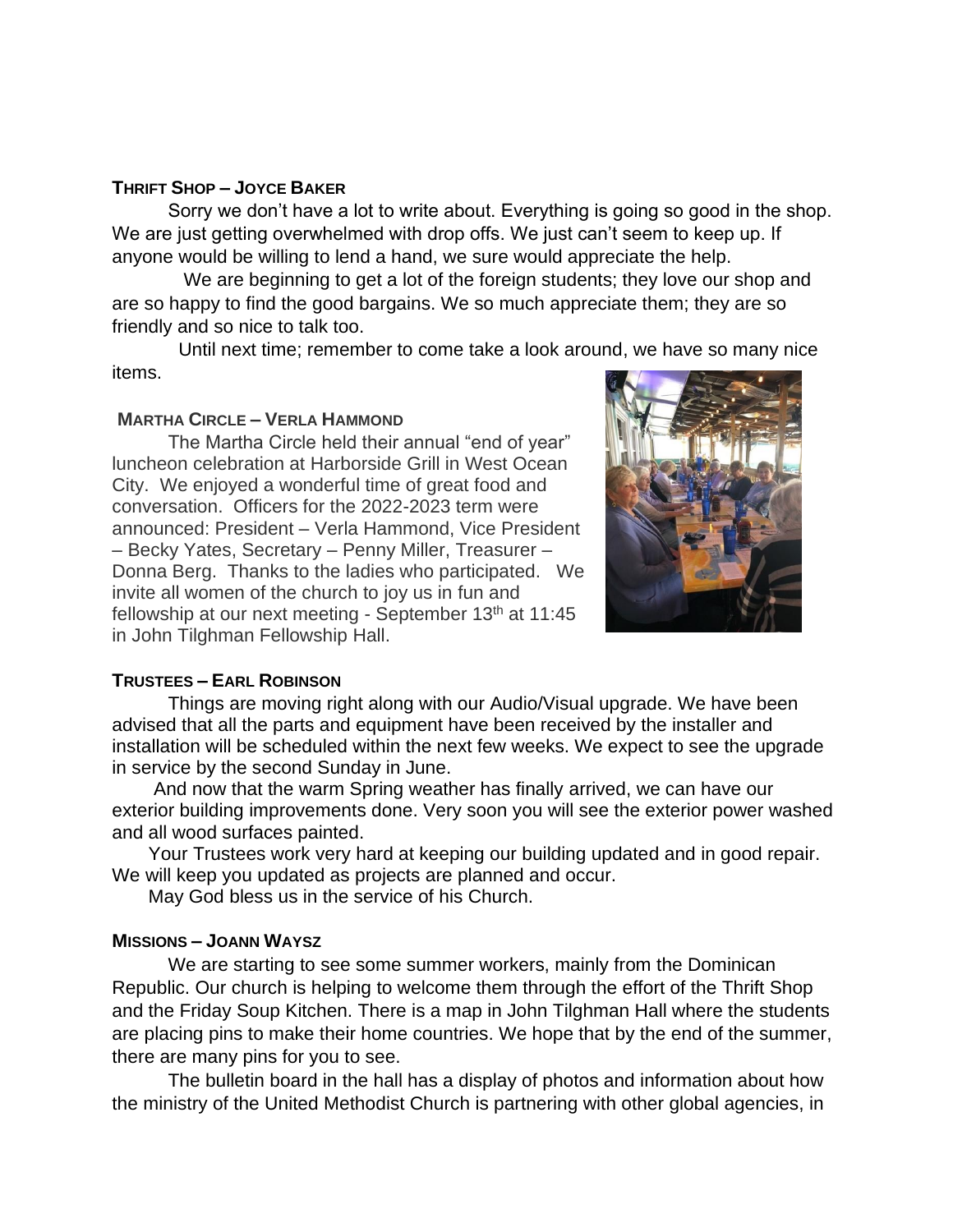**THRIFT SHOP – JOYCE BAKER**

Sorry we don't have a lot to write about. Everything is going so good in the shop. We are just getting overwhelmed with drop offs. We just can't seem to keep up. If anyone would be willing to lend a hand, we sure would appreciate the help.

We are beginning to get a lot of the foreign students; they love our shop and are so happy to find the good bargains. We so much appreciate them; they are so friendly and so nice to talk too.

Until next time; remember to come take a look around, we have so many nice items.

**MARTHA CIRCLE – VERLA HAMMOND**

The Martha Circle held their annual "end of year" luncheon celebration at Harborside Grill in West Ocean City. We enjoyed a wonderful time of great food and conversation. Officers for the 2022-2023 term were announced: President – Verla Hammond, Vice President – Becky Yates, Secretary – Penny Miller, Treasurer – Donna Berg. Thanks to the ladies who participated. We invite all women of the church to joy us in fun and fellowship at our next meeting - September 13th at 11:45 in John Tilghman Fellowship Hall.

**TRUSTEES – EARL ROBINSON**

Things are moving right along with our Audio/Visual upgrade. We have been advised that all the parts and equipment have been received by the installer and installation will be scheduled within the next few weeks. We expect to see the upgrade in service by the second Sunday in June.

And now that the warm Spring weather has finally arrived, we can have our exterior building improvements done. Very soon you will see the exterior power washed and all wood surfaces painted.

Your Trustees work very hard at keeping our building updated and in good repair. We will keep you updated as projects are planned and occur.

May God bless us in the service of his Church.

**MISSIONS – JOANN WAYSZ**

We are starting to see some summer workers, mainly from the Dominican Republic. Our church is helping to welcome them through the effort of the Thrift Shop and the Friday Soup Kitchen. There is a map in John Tilghman Hall where the students are placing pins to make their home countries. We hope that by the end of the summer, there are many pins for you to see.

The bulletin board in the hall has a display of photos and information about how the ministry of the United Methodist Church is partnering with other global agencies, in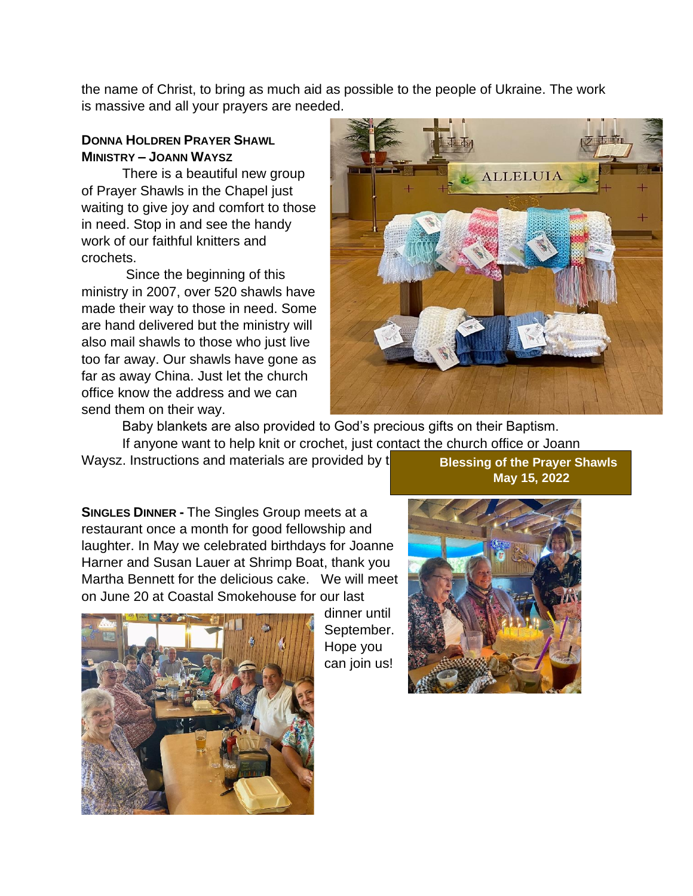the name of Christ, to bring as much aid as possible to the people of Ukraine. The work is massive and all your prayers are needed.

**DONNA HOLDREN PRAYER SHAWL MINISTRY – JOANN WAYSZ**

There is a beautiful new group of Prayer Shawls in the Chapel just waiting to give joy and comfort to those in need. Stop in and see the handy work of our faithful knitters and crochets.

Since the beginning of this ministry in 2007, over 520 shawls have made their way to those in need. Some are hand delivered but the ministry will also mail shawls to those who just live too far away. Our shawls have gone as far as away China. Just let the church office know the address and we can send them on their way.

Baby blankets are also provided to God's precious gifts on their Baptism.

If anyone want to help knit or crochet, just contact the church office or Joann Waysz. Instructions and materials are provided by t

**Blessing of the Prayer Shawls May 15, 2022**

**SINGLES DINNER -** The Singles Group meets at a restaurant once a month for good fellowship and laughter. In May we celebrated birthdays for Joanne Harner and Susan Lauer at Shrimp Boat, thank you Martha Bennett for the delicious cake. We will meet on June 20 at Coastal Smokehouse for our last dinner until September. Hope you can join us!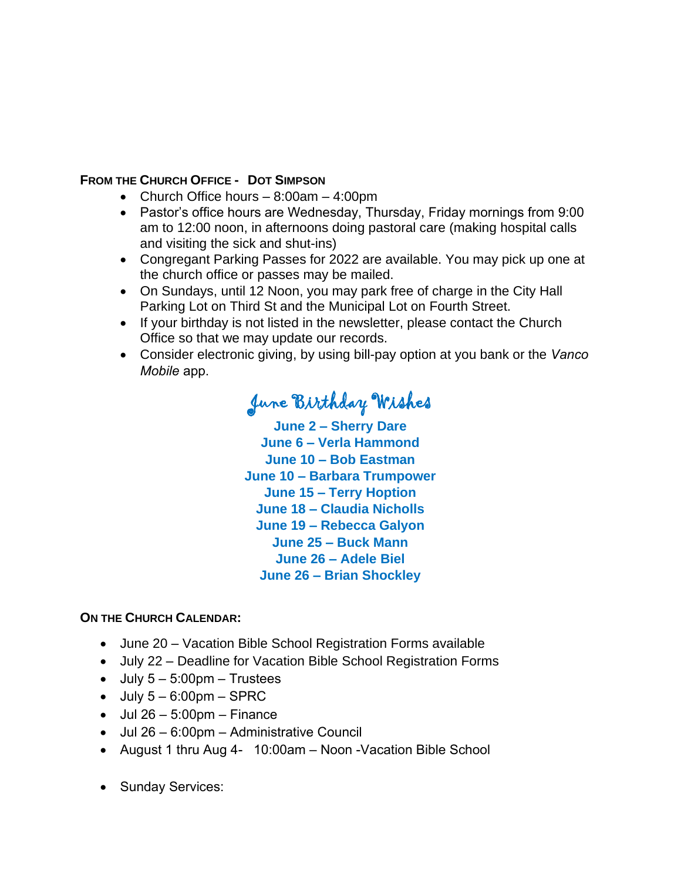## FROM THE CHURCH OFFICE - DOT SIMPSON

- Church Office hours – 8:00am – 4:00pm
- Pastor's office hours are Wednesday, Thursday, Friday mornings from 9:00 am to 12:00 noon, in afternoons doing pastoral care (making hospital calls and visiting the sick and shut-ins)
- Congregant Parking Passes for 2022 are available. You may pick up one at the church office or passes may be mailed.
- On Sundays, until 12 Noon, you may park free of charge in the City Hall Parking Lot on Third St and the Municipal Lot on Fourth Street.
- If your birthday is not listed in the newsletter, please contact the Church Office so that we may update our records.
- Consider electronic giving, by using bill-pay option at you bank or the *Vanco Mobile* app.

## June Birthday Wishes

**June 2 – Sherry Dare**
**June 6 – Verla Hammond**
**June 10 – Bob Eastman**
**June 10 – Barbara Trumpower**
**June 15 – Terry Hoption**
**June 18 – Claudia Nicholls**
**June 19 – Rebecca Galyon**
**June 25 – Buck Mann**
**June 26 – Adele Biel**
**June 26 – Brian Shockley**

## ON THE CHURCH CALENDAR:

- June 20 – Vacation Bible School Registration Forms available
- July 22 – Deadline for Vacation Bible School Registration Forms
- July 5 – 5:00pm – Trustees
- July 5 – 6:00pm – SPRC
- Jul 26 – 5:00pm – Finance
- Jul 26 – 6:00pm – Administrative Council
- August 1 thru Aug 4- 10:00am – Noon -Vacation Bible School

- Sunday Services: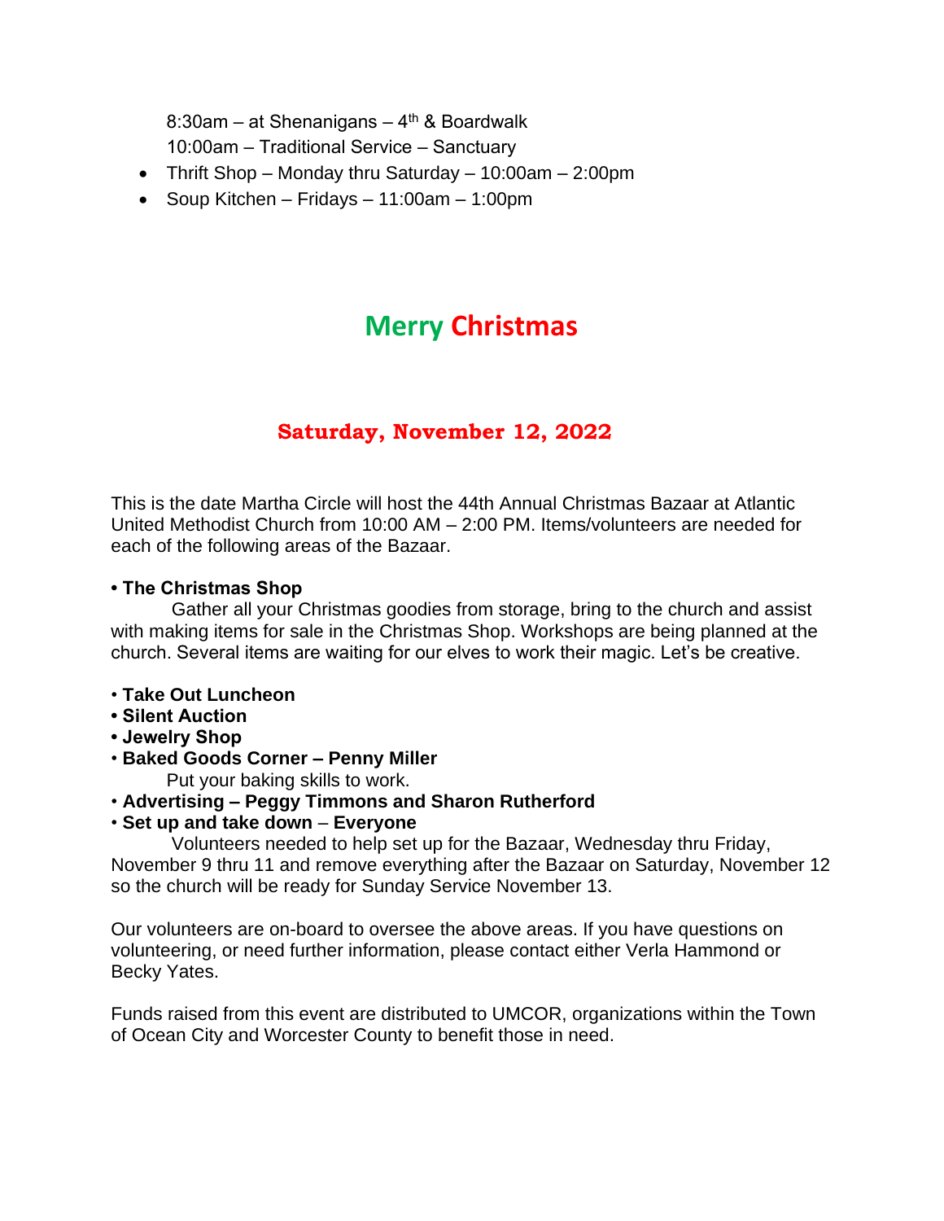8:30am – at Shenanigans – 4th & Boardwalk
10:00am – Traditional Service – Sanctuary

- Thrift Shop – Monday thru Saturday – 10:00am – 2:00pm
- Soup Kitchen – Fridays – 11:00am – 1:00pm

# Merry Christmas

## Saturday, November 12, 2022

This is the date Martha Circle will host the 44th Annual Christmas Bazaar at Atlantic United Methodist Church from 10:00 AM – 2:00 PM. Items/volunteers are needed for each of the following areas of the Bazaar.

**• The Christmas Shop**

Gather all your Christmas goodies from storage, bring to the church and assist with making items for sale in the Christmas Shop. Workshops are being planned at the church. Several items are waiting for our elves to work their magic. Let's be creative.

- **Take Out Luncheon**
- **Silent Auction**
- **Jewelry Shop**
- **Baked Goods Corner – Penny Miller**
  Put your baking skills to work.
- **Advertising – Peggy Timmons and Sharon Rutherford**
- **Set up and take down** – **Everyone**

Volunteers needed to help set up for the Bazaar, Wednesday thru Friday, November 9 thru 11 and remove everything after the Bazaar on Saturday, November 12 so the church will be ready for Sunday Service November 13.

Our volunteers are on-board to oversee the above areas. If you have questions on volunteering, or need further information, please contact either Verla Hammond or Becky Yates.

Funds raised from this event are distributed to UMCOR, organizations within the Town of Ocean City and Worcester County to benefit those in need.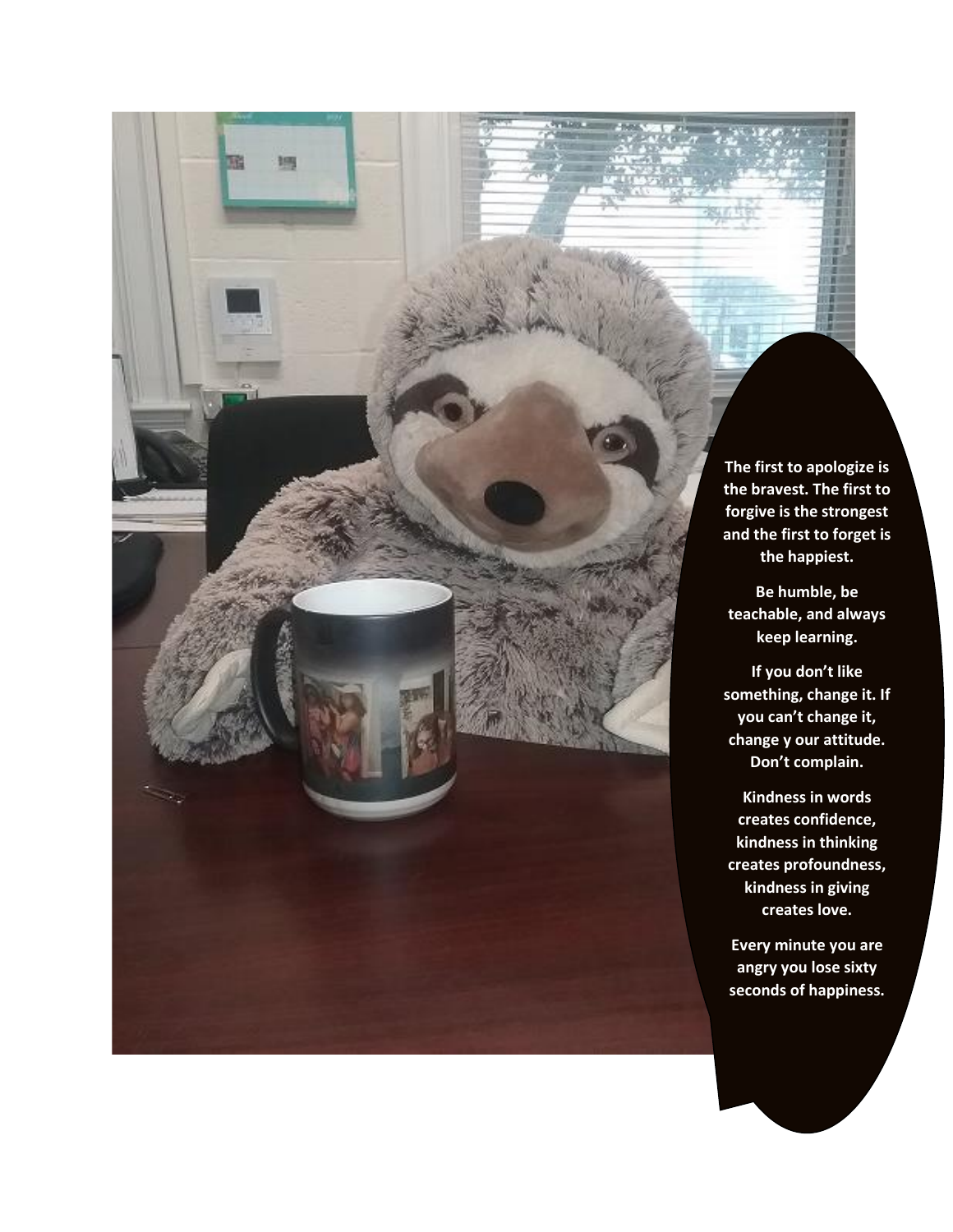**The first to apologize is the bravest. The first to forgive is the strongest and the first to forget is the happiest.**

**Be humble, be teachable, and always keep learning.**

**If you don't like something, change it. If you can't change it, change y our attitude. Don't complain.**

**Kindness in words creates confidence, kindness in thinking creates profoundness, kindness in giving creates love.**

**Every minute you are angry you lose sixty seconds of happiness.**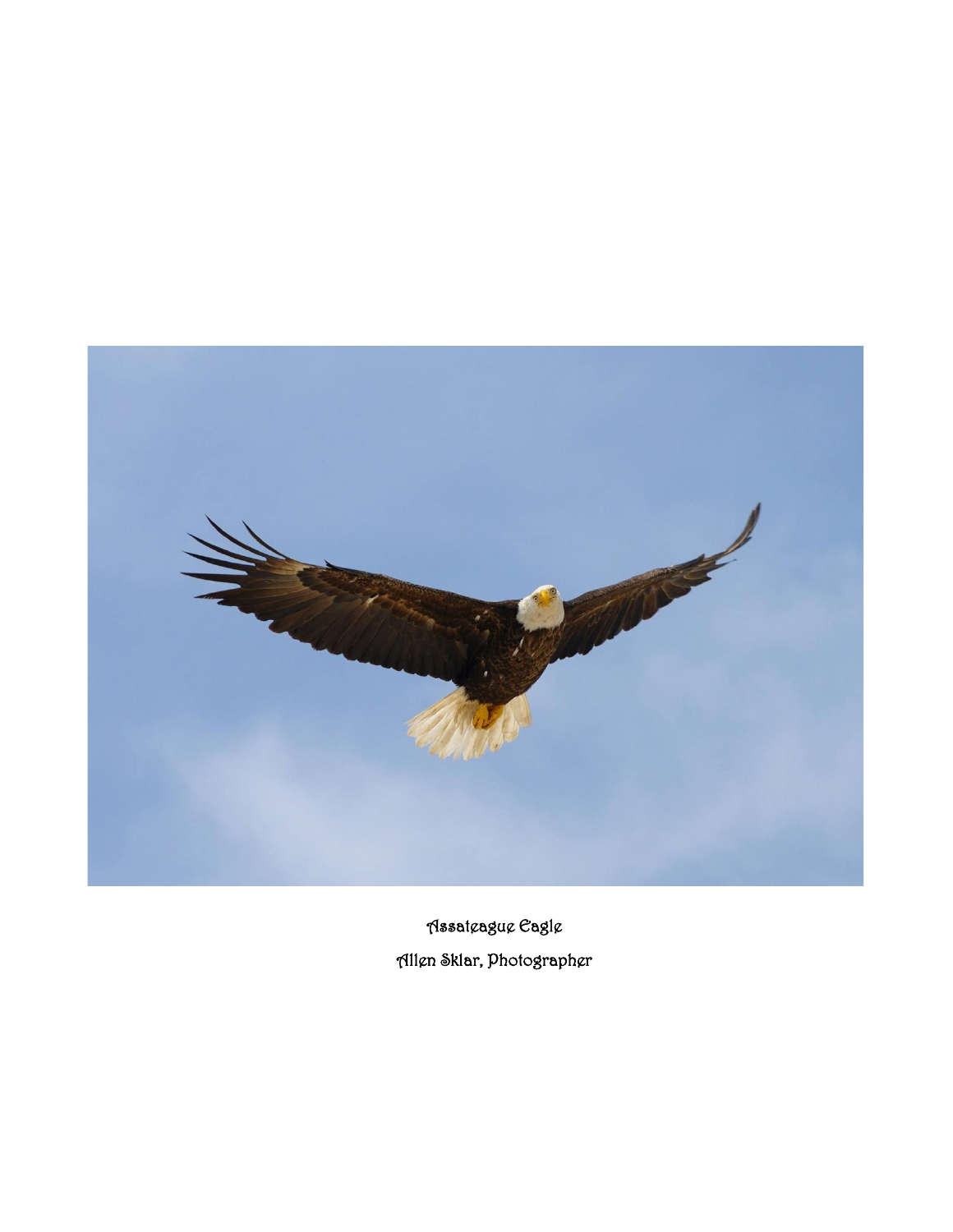Assateague Eagle

Allen Sklar, Photographer